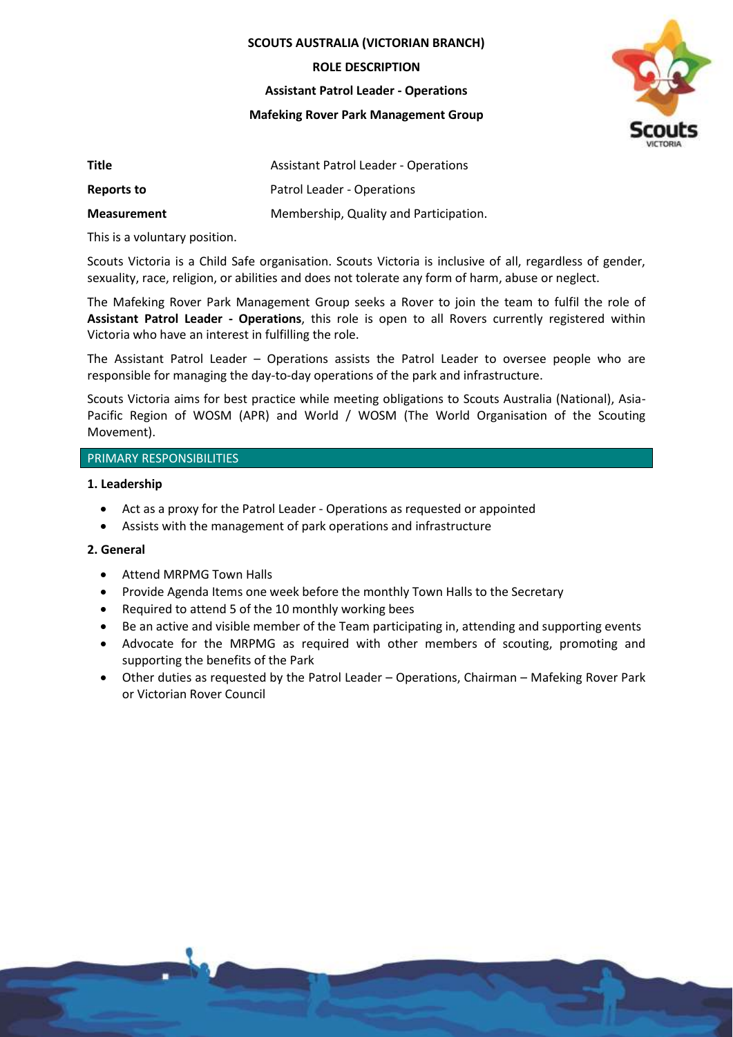**SCOUTS AUSTRALIA (VICTORIAN BRANCH)**

**ROLE DESCRIPTION**

**Assistant Patrol Leader - Operations**

**Mafeking Rover Park Management Group**

| | |
|---|---|
| **Title** | Assistant Patrol Leader - Operations |
| **Reports to** | Patrol Leader - Operations |
| **Measurement** | Membership, Quality and Participation. |

This is a voluntary position.

Scouts Victoria is a Child Safe organisation. Scouts Victoria is inclusive of all, regardless of gender, sexuality, race, religion, or abilities and does not tolerate any form of harm, abuse or neglect.

The Mafeking Rover Park Management Group seeks a Rover to join the team to fulfil the role of **Assistant Patrol Leader - Operations**, this role is open to all Rovers currently registered within Victoria who have an interest in fulfilling the role.

The Assistant Patrol Leader – Operations assists the Patrol Leader to oversee people who are responsible for managing the day-to-day operations of the park and infrastructure.

Scouts Victoria aims for best practice while meeting obligations to Scouts Australia (National), Asia-Pacific Region of WOSM (APR) and World / WOSM (The World Organisation of the Scouting Movement).

## PRIMARY RESPONSIBILITIES

### 1. Leadership

- Act as a proxy for the Patrol Leader - Operations as requested or appointed
- Assists with the management of park operations and infrastructure

### 2. General

- Attend MRPMG Town Halls
- Provide Agenda Items one week before the monthly Town Halls to the Secretary
- Required to attend 5 of the 10 monthly working bees
- Be an active and visible member of the Team participating in, attending and supporting events
- Advocate for the MRPMG as required with other members of scouting, promoting and supporting the benefits of the Park
- Other duties as requested by the Patrol Leader – Operations, Chairman – Mafeking Rover Park or Victorian Rover Council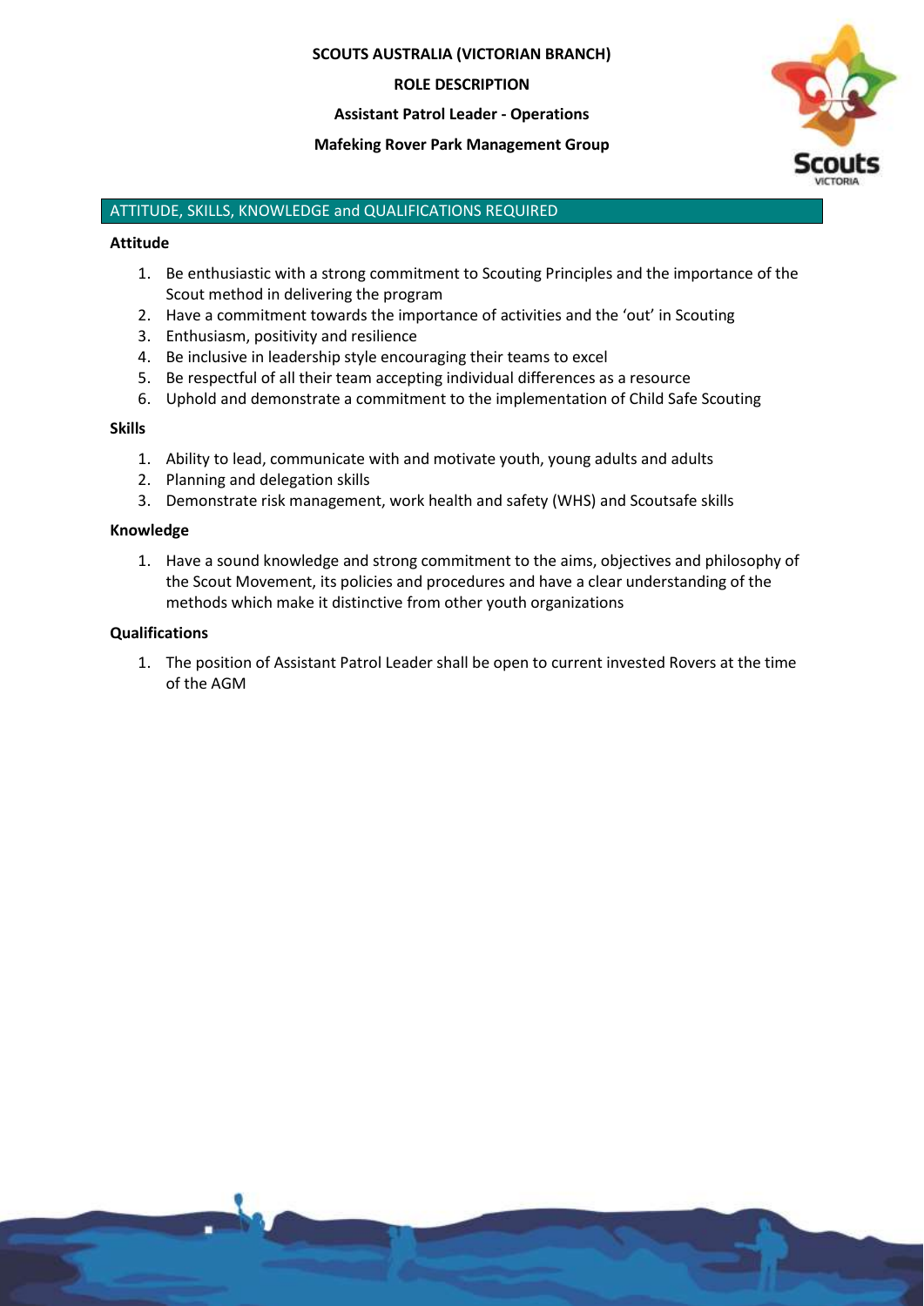**SCOUTS AUSTRALIA (VICTORIAN BRANCH)**

**ROLE DESCRIPTION**

**Assistant Patrol Leader - Operations**

**Mafeking Rover Park Management Group**

## ATTITUDE, SKILLS, KNOWLEDGE and QUALIFICATIONS REQUIRED

### Attitude

1. Be enthusiastic with a strong commitment to Scouting Principles and the importance of the Scout method in delivering the program
2. Have a commitment towards the importance of activities and the 'out' in Scouting
3. Enthusiasm, positivity and resilience
4. Be inclusive in leadership style encouraging their teams to excel
5. Be respectful of all their team accepting individual differences as a resource
6. Uphold and demonstrate a commitment to the implementation of Child Safe Scouting

### Skills

1. Ability to lead, communicate with and motivate youth, young adults and adults
2. Planning and delegation skills
3. Demonstrate risk management, work health and safety (WHS) and Scoutsafe skills

### Knowledge

1. Have a sound knowledge and strong commitment to the aims, objectives and philosophy of the Scout Movement, its policies and procedures and have a clear understanding of the methods which make it distinctive from other youth organizations

### Qualifications

1. The position of Assistant Patrol Leader shall be open to current invested Rovers at the time of the AGM